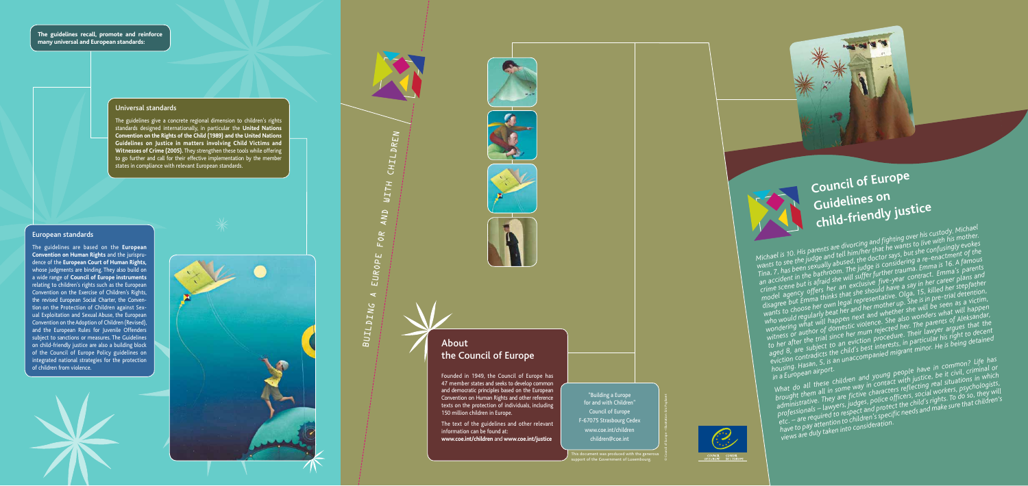**The guidelines recall, promote and reinforce many universal and European standards:**

### Universal standards

The guidelines give a concrete regional dimension to children's rights standards designed internationally, in particular the **United Nations Convention on the Rights of the Child (1989) and the United Nations Guidelines on Justice in matters involving Child Victims and Witnesses of Crime (2005).** They strengthen these tools while offering to go further and call for their effective implementation by the member states in compliance with relevant European standards.

### European standards

The guidelines are based on the **European Convention on Human Rights** and the jurisprudence of the **European Court of Human Rights,** whose judgments are binding. They also build on a wide range of **Council of Europe instruments** relating to children's rights such as the European Convention on the Exercise of Children's Rights, the revised European Social Charter, the Convention on the Protection of Children against Sexual Exploitation and Sexual Abuse, the European Convention on the Adoption of Children (Revised), and the European Rules for Juvenile Offenders subject to sanctions or measures. The Guidelines on child-friendly justice are also a building block of the Council of Europe Policy guidelines on integrated national strategies for the protection of children from violence.

BUILDING A EUROPE FOR AND WITH CHILDREN

## About the Council of Europe

Founded in 1949, the Council of Europe has 47 member states and seeks to develop common and democratic principles based on the European Convention on Human Rights and other reference texts on the protection of individuals, including 150 million children in Europe.

The text of the guidelines and other relevant information can be found at:
**www.coe.int/children** and **www.coe.int/justice**

"Building a Europe for and with Children"
Council of Europe
F-67075 Strasbourg Cedex
www.coe.int/children
children@coe.int

This document was produced with the generous support of the Government of Luxembourg.

# Council of Europe Guidelines on child-friendly justice

*Michael is 10. His parents are divorcing and fighting over his custody. Michael wants to see the judge and tell him/her that he wants to live with his mother. Tina, 7, has been sexually abused, the doctor says, but she confusingly evokes an accident in the bathroom. The judge is considering a re-enactment of the crime scene but is afraid she will suffer further trauma. Emma is 16. A famous model agency offers her an exclusive five-year contract. Emma's parents disagree but Emma thinks that she should have a say in her career plans and wants to choose her own legal representative. Olga, 15, killed her stepfather who would regularly beat her and her mother up. She is in pre-trial detention, wondering what will happen next and whether she will be seen as a victim, witness or author of domestic violence. She also wonders what will happen to her after the trial since her mum rejected her. The parents of Aleksandar, aged 8, are subject to an eviction procedure. Their lawyer argues that the eviction contradicts the child's best interests, in particular his right to decent housing. Hasan, 5, is an unaccompanied migrant minor. He is being detained in a European airport.*

*What do all these children and young people have in common? Life has brought them all in some way in contact with justice, be it civil, criminal or administrative. They are fictive characters reflecting real situations in which professionals – lawyers, judges, police officers, social workers, psychologists, etc. – are required to respect and protect the child's rights. To do so, they will have to pay attention to children's specific needs and make sure that children's views are duly taken into consideration.*

COUNCIL OF EUROPE | CONSEIL DE L'EUROPE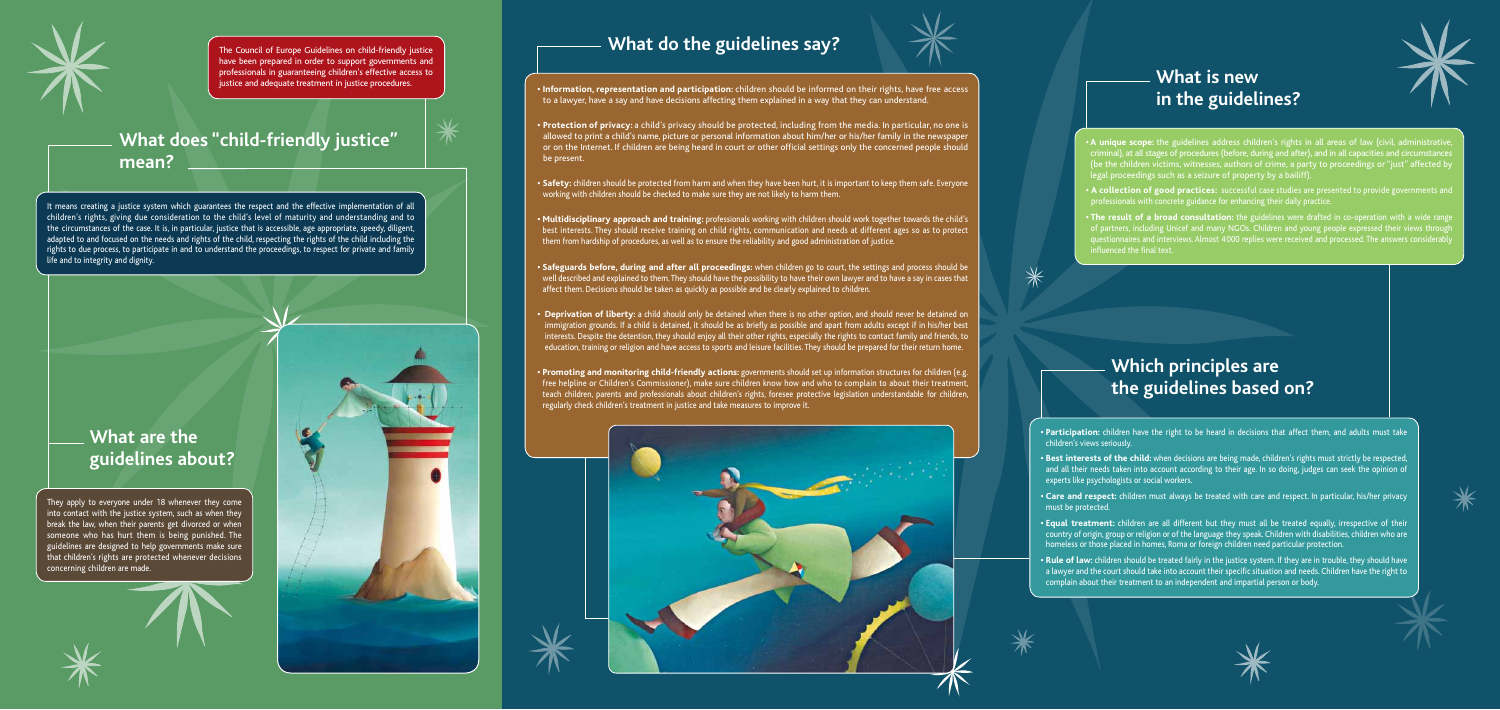The Council of Europe Guidelines on child-friendly justice have been prepared in order to support governments and professionals in guaranteeing children's effective access to justice and adequate treatment in justice procedures.

## What does "child-friendly justice" mean?

It means creating a justice system which guarantees the respect and the effective implementation of all children's rights, giving due consideration to the child's level of maturity and understanding and to the circumstances of the case. It is, in particular, justice that is accessible, age appropriate, speedy, diligent, adapted to and focused on the needs and rights of the child, respecting the rights of the child including the rights to due process, to participate in and to understand the proceedings, to respect for private and family life and to integrity and dignity.

## What are the guidelines about?

They apply to everyone under 18 whenever they come into contact with the justice system, such as when they break the law, when their parents get divorced or when someone who has hurt them is being punished. The guidelines are designed to help governments make sure that children's rights are protected whenever decisions concerning children are made.

## What do the guidelines say?

- **Information, representation and participation:** children should be informed on their rights, have free access to a lawyer, have a say and have decisions affecting them explained in a way that they can understand.
- **Protection of privacy:** a child's privacy should be protected, including from the media. In particular, no one is allowed to print a child's name, picture or personal information about him/her or his/her family in the newspaper or on the Internet. If children are being heard in court or other official settings only the concerned people should be present.
- **Safety:** children should be protected from harm and when they have been hurt, it is important to keep them safe. Everyone working with children should be checked to make sure they are not likely to harm them.
- **Multidisciplinary approach and training:** professionals working with children should work together towards the child's best interests. They should receive training on child rights, communication and needs at different ages so as to protect them from hardship of procedures, as well as to ensure the reliability and good administration of justice.
- **Safeguards before, during and after all proceedings:** when children go to court, the settings and process should be well described and explained to them. They should have the possibility to have their own lawyer and to have a say in cases that affect them. Decisions should be taken as quickly as possible and be clearly explained to children.
- **Deprivation of liberty:** a child should only be detained when there is no other option, and should never be detained on immigration grounds. If a child is detained, it should be as briefly as possible and apart from adults except if in his/her best interests. Despite the detention, they should enjoy all their other rights, especially the rights to contact family and friends, to education, training or religion and have access to sports and leisure facilities. They should be prepared for their return home.
- **Promoting and monitoring child-friendly actions:** governments should set up information structures for children (e.g. free helpline or Children's Commissioner), make sure children know how and who to complain to about their treatment, teach children, parents and professionals about children's rights, foresee protective legislation understandable for children, regularly check children's treatment in justice and take measures to improve it.

## What is new in the guidelines?

- **A unique scope:** the guidelines address children's rights in all areas of law (civil, administrative, criminal), at all stages of procedures (before, during and after), and in all capacities and circumstances (be the children victims, witnesses, authors of crime, a party to proceedings or "just" affected by legal proceedings such as a seizure of property by a bailiff).
- **A collection of good practices:** successful case studies are presented to provide governments and professionals with concrete guidance for enhancing their daily practice.
- **The result of a broad consultation:** the guidelines were drafted in co-operation with a wide range of partners, including Unicef and many NGOs. Children and young people expressed their views through questionnaires and interviews. Almost 4 000 replies were received and processed. The answers considerably influenced the final text.

## Which principles are the guidelines based on?

- **Participation:** children have the right to be heard in decisions that affect them, and adults must take children's views seriously.
- **Best interests of the child:** when decisions are being made, children's rights must strictly be respected, and all their needs taken into account according to their age. In so doing, judges can seek the opinion of experts like psychologists or social workers.
- **Care and respect:** children must always be treated with care and respect. In particular, his/her privacy must be protected.
- **Equal treatment:** children are all different but they must all be treated equally, irrespective of their country of origin, group or religion or of the language they speak. Children with disabilities, children who are homeless or those placed in homes, Roma or foreign children need particular protection.
- **Rule of law:** children should be treated fairly in the justice system. If they are in trouble, they should have a lawyer and the court should take into account their specific situation and needs. Children have the right to complain about their treatment to an independent and impartial person or body.